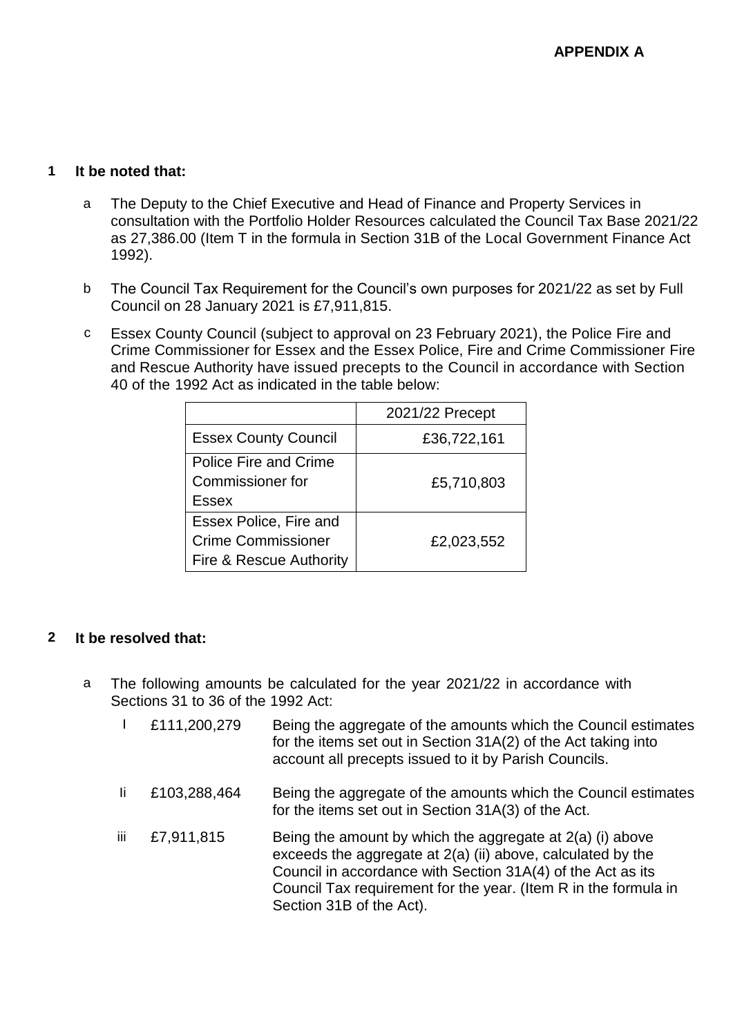**APPENDIX A**

**1 It be noted that:**

a The Deputy to the Chief Executive and Head of Finance and Property Services in consultation with the Portfolio Holder Resources calculated the Council Tax Base 2021/22 as 27,386.00 (Item T in the formula in Section 31B of the Local Government Finance Act 1992).

b The Council Tax Requirement for the Council's own purposes for 2021/22 as set by Full Council on 28 January 2021 is £7,911,815.

c Essex County Council (subject to approval on 23 February 2021), the Police Fire and Crime Commissioner for Essex and the Essex Police, Fire and Crime Commissioner Fire and Rescue Authority have issued precepts to the Council in accordance with Section 40 of the 1992 Act as indicated in the table below:

| | 2021/22 Precept |
|---|---|
| Essex County Council | £36,722,161 |
| Police Fire and Crime Commissioner for Essex | £5,710,803 |
| Essex Police, Fire and Crime Commissioner Fire & Rescue Authority | £2,023,552 |

**2 It be resolved that:**

a The following amounts be calculated for the year 2021/22 in accordance with Sections 31 to 36 of the 1992 Act:

| | | |
|---|---|---|
| I | £111,200,279 | Being the aggregate of the amounts which the Council estimates for the items set out in Section 31A(2) of the Act taking into account all precepts issued to it by Parish Councils. |
| Ii | £103,288,464 | Being the aggregate of the amounts which the Council estimates for the items set out in Section 31A(3) of the Act. |
| iii | £7,911,815 | Being the amount by which the aggregate at 2(a) (i) above exceeds the aggregate at 2(a) (ii) above, calculated by the Council in accordance with Section 31A(4) of the Act as its Council Tax requirement for the year. (Item R in the formula in Section 31B of the Act). |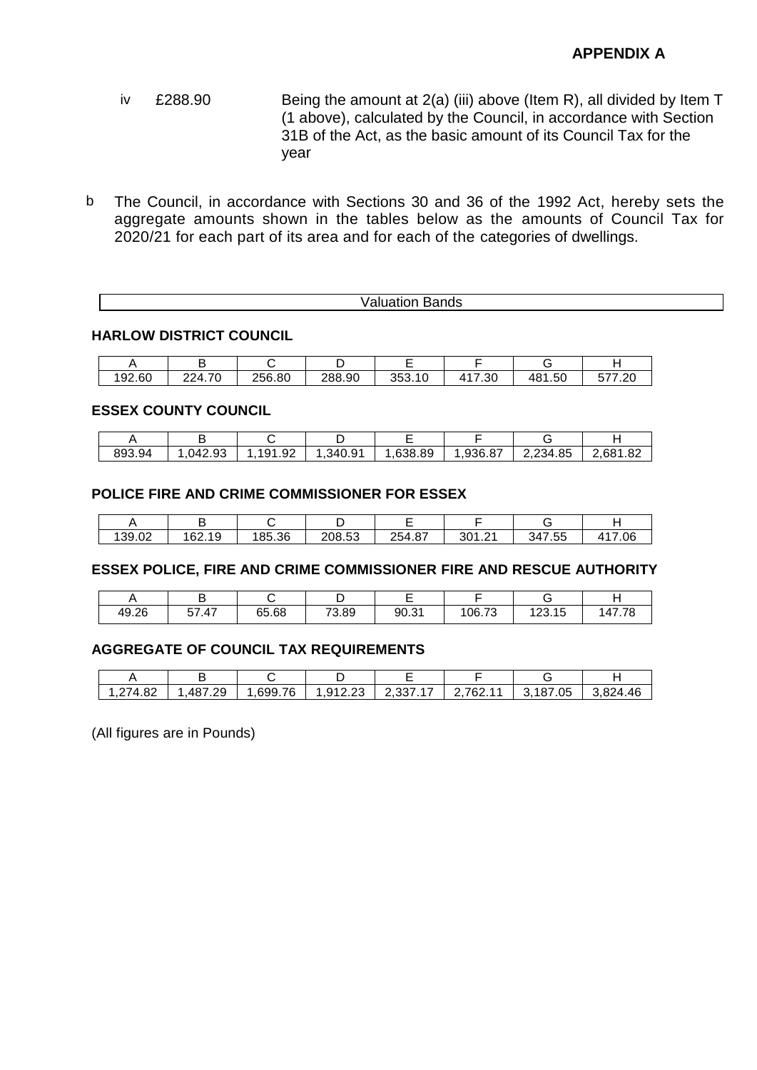**APPENDIX A**

iv £288.90 Being the amount at 2(a) (iii) above (Item R), all divided by Item T (1 above), calculated by the Council, in accordance with Section 31B of the Act, as the basic amount of its Council Tax for the year

b The Council, in accordance with Sections 30 and 36 of the 1992 Act, hereby sets the aggregate amounts shown in the tables below as the amounts of Council Tax for 2020/21 for each part of its area and for each of the categories of dwellings.

Valuation Bands

**HARLOW DISTRICT COUNCIL**

| A | B | C | D | E | F | G | H |
|---|---|---|---|---|---|---|---|
| 192.60 | 224.70 | 256.80 | 288.90 | 353.10 | 417.30 | 481.50 | 577.20 |

**ESSEX COUNTY COUNCIL**

| A | B | C | D | E | F | G | H |
|---|---|---|---|---|---|---|---|
| 893.94 | 1,042.93 | 1,191.92 | 1,340.91 | 1,638.89 | 1,936.87 | 2,234.85 | 2,681.82 |

**POLICE FIRE AND CRIME COMMISSIONER FOR ESSEX**

| A | B | C | D | E | F | G | H |
|---|---|---|---|---|---|---|---|
| 139.02 | 162.19 | 185.36 | 208.53 | 254.87 | 301.21 | 347.55 | 417.06 |

**ESSEX POLICE, FIRE AND CRIME COMMISSIONER FIRE AND RESCUE AUTHORITY**

| A | B | C | D | E | F | G | H |
|---|---|---|---|---|---|---|---|
| 49.26 | 57.47 | 65.68 | 73.89 | 90.31 | 106.73 | 123.15 | 147.78 |

**AGGREGATE OF COUNCIL TAX REQUIREMENTS**

| A | B | C | D | E | F | G | H |
|---|---|---|---|---|---|---|---|
| 1,274.82 | 1,487.29 | 1,699.76 | 1,912.23 | 2,337.17 | 2,762.11 | 3,187.05 | 3,824.46 |

(All figures are in Pounds)